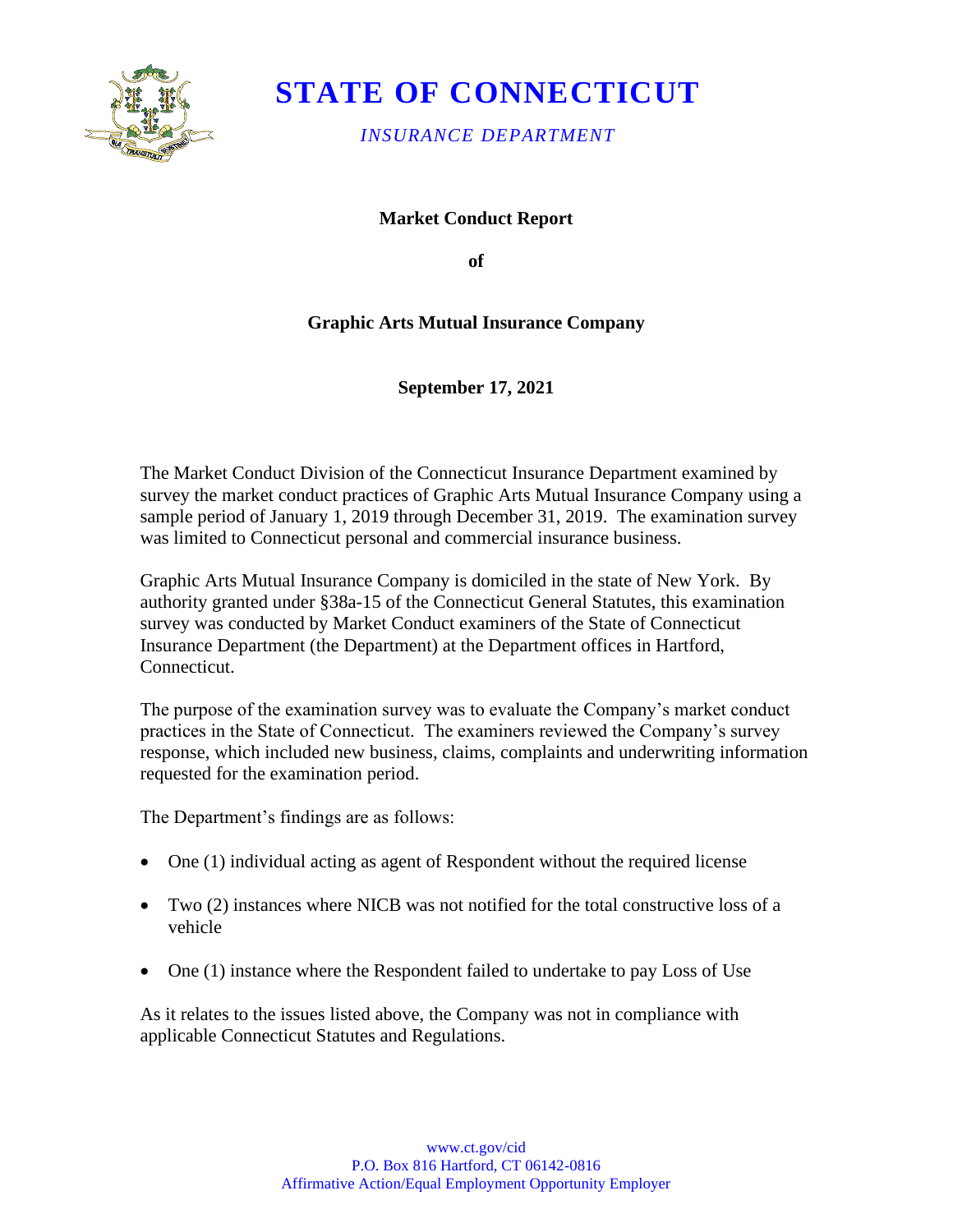# STATE OF CONNECTICUT

*INSURANCE DEPARTMENT*

**Market Conduct Report**

**of**

**Graphic Arts Mutual Insurance Company**

**September 17, 2021**

The Market Conduct Division of the Connecticut Insurance Department examined by survey the market conduct practices of Graphic Arts Mutual Insurance Company using a sample period of January 1, 2019 through December 31, 2019. The examination survey was limited to Connecticut personal and commercial insurance business.

Graphic Arts Mutual Insurance Company is domiciled in the state of New York. By authority granted under §38a-15 of the Connecticut General Statutes, this examination survey was conducted by Market Conduct examiners of the State of Connecticut Insurance Department (the Department) at the Department offices in Hartford, Connecticut.

The purpose of the examination survey was to evaluate the Company's market conduct practices in the State of Connecticut. The examiners reviewed the Company's survey response, which included new business, claims, complaints and underwriting information requested for the examination period.

The Department's findings are as follows:

- One (1) individual acting as agent of Respondent without the required license
- Two (2) instances where NICB was not notified for the total constructive loss of a vehicle
- One (1) instance where the Respondent failed to undertake to pay Loss of Use

As it relates to the issues listed above, the Company was not in compliance with applicable Connecticut Statutes and Regulations.

www.ct.gov/cid
P.O. Box 816 Hartford, CT 06142-0816
Affirmative Action/Equal Employment Opportunity Employer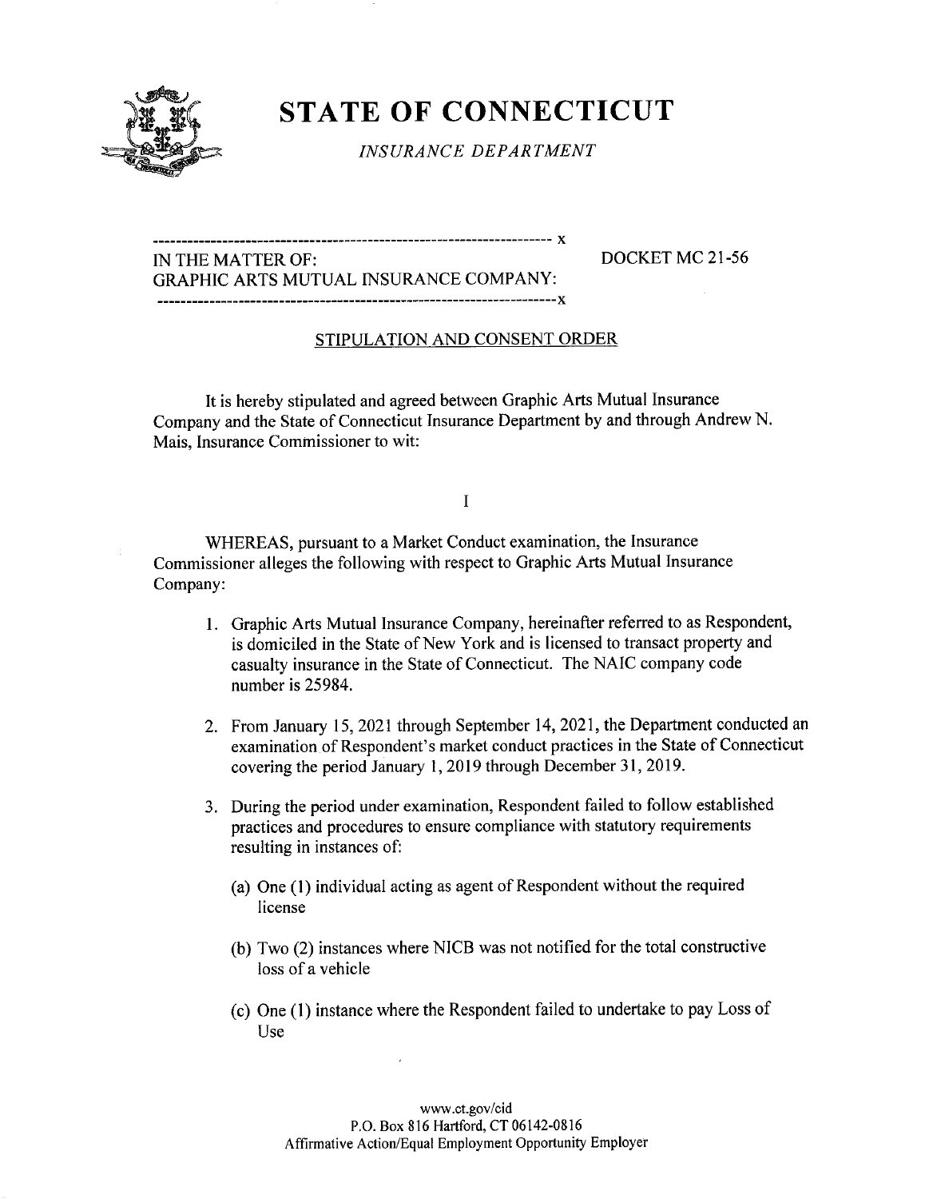# STATE OF CONNECTICUT

*INSURANCE DEPARTMENT*

---------------------------------------------------------------------- x
IN THE MATTER OF: DOCKET MC 21-56
GRAPHIC ARTS MUTUAL INSURANCE COMPANY:
---------------------------------------------------------------------- x

## STIPULATION AND CONSENT ORDER

It is hereby stipulated and agreed between Graphic Arts Mutual Insurance Company and the State of Connecticut Insurance Department by and through Andrew N. Mais, Insurance Commissioner to wit:

I

WHEREAS, pursuant to a Market Conduct examination, the Insurance Commissioner alleges the following with respect to Graphic Arts Mutual Insurance Company:

1. Graphic Arts Mutual Insurance Company, hereinafter referred to as Respondent, is domiciled in the State of New York and is licensed to transact property and casualty insurance in the State of Connecticut. The NAIC company code number is 25984.

2. From January 15, 2021 through September 14, 2021, the Department conducted an examination of Respondent's market conduct practices in the State of Connecticut covering the period January 1, 2019 through December 31, 2019.

3. During the period under examination, Respondent failed to follow established practices and procedures to ensure compliance with statutory requirements resulting in instances of:

   (a) One (1) individual acting as agent of Respondent without the required license

   (b) Two (2) instances where NICB was not notified for the total constructive loss of a vehicle

   (c) One (1) instance where the Respondent failed to undertake to pay Loss of Use

www.ct.gov/cid
P.O. Box 816 Hartford, CT 06142-0816
Affirmative Action/Equal Employment Opportunity Employer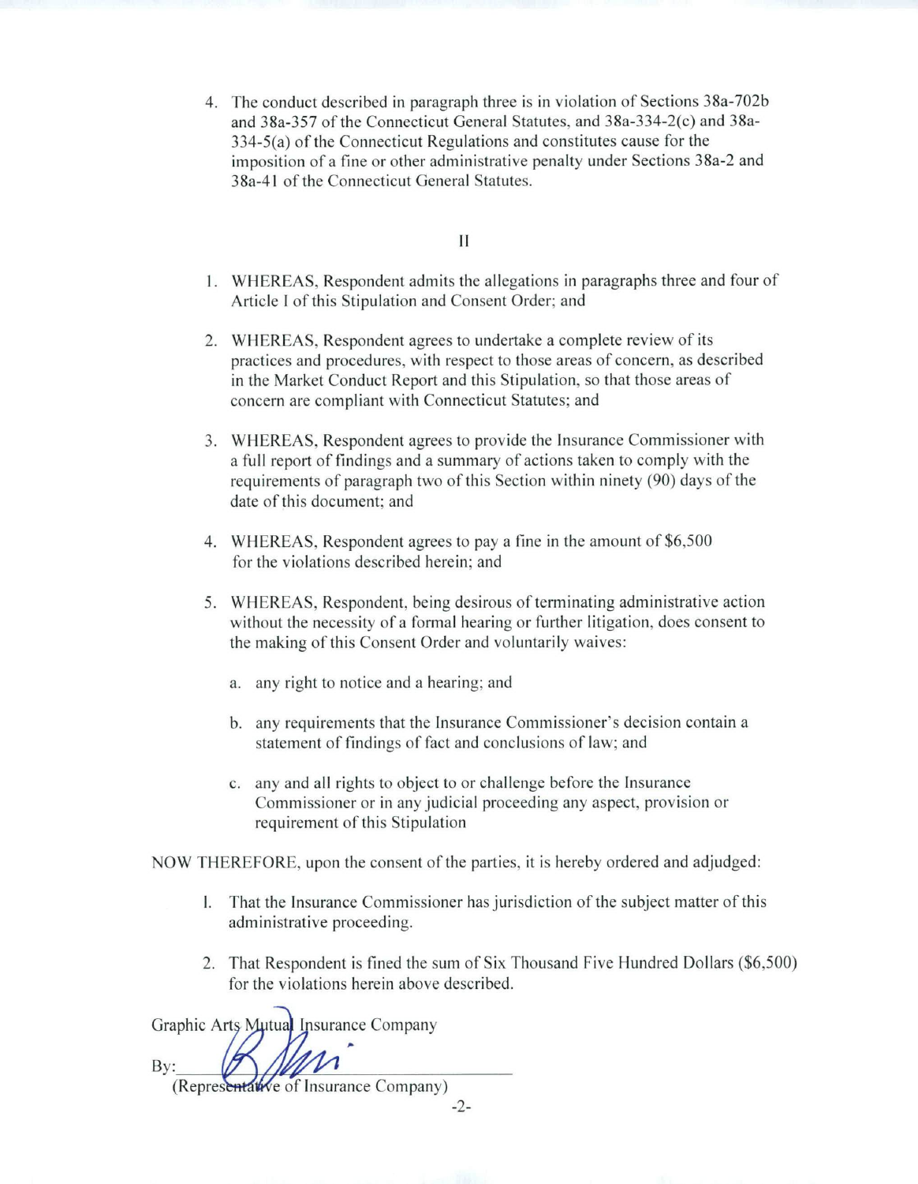4. The conduct described in paragraph three is in violation of Sections 38a-702b and 38a-357 of the Connecticut General Statutes, and 38a-334-2(c) and 38a-334-5(a) of the Connecticut Regulations and constitutes cause for the imposition of a fine or other administrative penalty under Sections 38a-2 and 38a-41 of the Connecticut General Statutes.

II

1. WHEREAS, Respondent admits the allegations in paragraphs three and four of Article I of this Stipulation and Consent Order; and

2. WHEREAS, Respondent agrees to undertake a complete review of its practices and procedures, with respect to those areas of concern, as described in the Market Conduct Report and this Stipulation, so that those areas of concern are compliant with Connecticut Statutes; and

3. WHEREAS, Respondent agrees to provide the Insurance Commissioner with a full report of findings and a summary of actions taken to comply with the requirements of paragraph two of this Section within ninety (90) days of the date of this document; and

4. WHEREAS, Respondent agrees to pay a fine in the amount of $6,500 for the violations described herein; and

5. WHEREAS, Respondent, being desirous of terminating administrative action without the necessity of a formal hearing or further litigation, does consent to the making of this Consent Order and voluntarily waives:

   a. any right to notice and a hearing; and

   b. any requirements that the Insurance Commissioner's decision contain a statement of findings of fact and conclusions of law; and

   c. any and all rights to object to or challenge before the Insurance Commissioner or in any judicial proceeding any aspect, provision or requirement of this Stipulation

NOW THEREFORE, upon the consent of the parties, it is hereby ordered and adjudged:

1. That the Insurance Commissioner has jurisdiction of the subject matter of this administrative proceeding.

2. That Respondent is fined the sum of Six Thousand Five Hundred Dollars ($6,500) for the violations herein above described.

Graphic Arts Mutual Insurance Company

By:\_\_\_\_\_\_\_\_\_\_\_\_\_\_\_\_\_\_\_\_\_\_\_\_\_\_\_\_\_\_\_\_

(Representative of Insurance Company)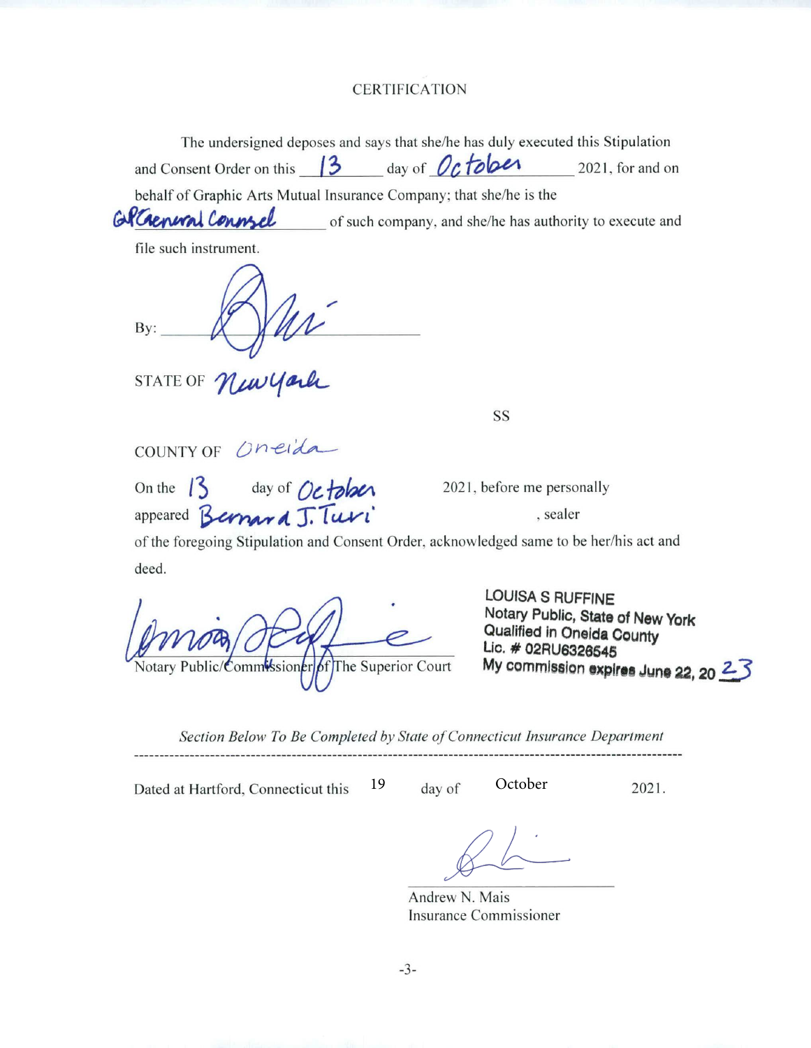# CERTIFICATION

The undersigned deposes and says that she/he has duly executed this Stipulation and Consent Order on this 13 day of October 2021, for and on behalf of Graphic Arts Mutual Insurance Company; that she/he is the GP General Counsel of such company, and she/he has authority to execute and file such instrument.

By: ______________________

STATE OF New York

SS

COUNTY OF Oneida

On the 13 day of October 2021, before me personally appeared Bernard J. Turi, sealer of the foregoing Stipulation and Consent Order, acknowledged same to be her/his act and deed.

Notary Public/Commissioner of The Superior Court

LOUISA S RUFFINE
Notary Public, State of New York
Qualified in Oneida County
Lic. # 02RU6326545
My commission expires June 22, 20 23

*Section Below To Be Completed by State of Connecticut Insurance Department*

---

Dated at Hartford, Connecticut this 19 day of October 2021.

Andrew N. Mais
Insurance Commissioner